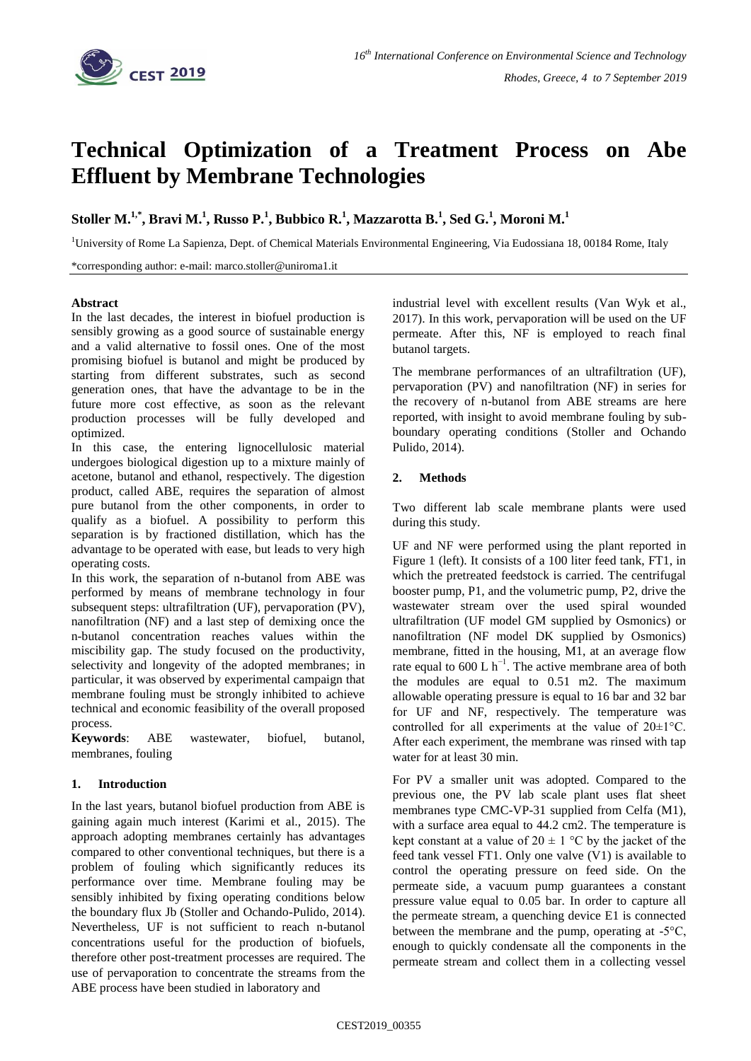# Technical Optimization of a Treatment Process on Abe Effluent by Membrane Technologies

**Stoller M.[1,*], Bravi M.[1], Russo P.[1], Bubbico R.[1], Mazzarotta B.[1], Sed G.[1], Moroni M.[1]**

[1]University of Rome La Sapienza, Dept. of Chemical Materials Environmental Engineering, Via Eudossiana 18, 00184 Rome, Italy

*corresponding author: e-mail: marco.stoller@uniroma1.it

**Abstract**

In the last decades, the interest in biofuel production is sensibly growing as a good source of sustainable energy and a valid alternative to fossil ones. One of the most promising biofuel is butanol and might be produced by starting from different substrates, such as second generation ones, that have the advantage to be in the future more cost effective, as soon as the relevant production processes will be fully developed and optimized.

In this case, the entering lignocellulosic material undergoes biological digestion up to a mixture mainly of acetone, butanol and ethanol, respectively. The digestion product, called ABE, requires the separation of almost pure butanol from the other components, in order to qualify as a biofuel. A possibility to perform this separation is by fractioned distillation, which has the advantage to be operated with ease, but leads to very high operating costs.

In this work, the separation of n-butanol from ABE was performed by means of membrane technology in four subsequent steps: ultrafiltration (UF), pervaporation (PV), nanofiltration (NF) and a last step of demixing once the n-butanol concentration reaches values within the miscibility gap. The study focused on the productivity, selectivity and longevity of the adopted membranes; in particular, it was observed by experimental campaign that membrane fouling must be strongly inhibited to achieve technical and economic feasibility of the overall proposed process.

**Keywords**: ABE wastewater, biofuel, butanol, membranes, fouling

## 1. Introduction

In the last years, butanol biofuel production from ABE is gaining again much interest (Karimi et al., 2015). The approach adopting membranes certainly has advantages compared to other conventional techniques, but there is a problem of fouling which significantly reduces its performance over time. Membrane fouling may be sensibly inhibited by fixing operating conditions below the boundary flux Jb (Stoller and Ochando-Pulido, 2014). Nevertheless, UF is not sufficient to reach n-butanol concentrations useful for the production of biofuels, therefore other post-treatment processes are required. The use of pervaporation to concentrate the streams from the ABE process have been studied in laboratory and industrial level with excellent results (Van Wyk et al., 2017). In this work, pervaporation will be used on the UF permeate. After this, NF is employed to reach final butanol targets.

The membrane performances of an ultrafiltration (UF), pervaporation (PV) and nanofiltration (NF) in series for the recovery of n-butanol from ABE streams are here reported, with insight to avoid membrane fouling by sub-boundary operating conditions (Stoller and Ochando Pulido, 2014).

## 2. Methods

Two different lab scale membrane plants were used during this study.

UF and NF were performed using the plant reported in Figure 1 (left). It consists of a 100 liter feed tank, FT1, in which the pretreated feedstock is carried. The centrifugal booster pump, P1, and the volumetric pump, P2, drive the wastewater stream over the used spiral wounded ultrafiltration (UF model GM supplied by Osmonics) or nanofiltration (NF model DK supplied by Osmonics) membrane, fitted in the housing, M1, at an average flow rate equal to 600 L $h^{-1}$. The active membrane area of both the modules are equal to 0.51 m2. The maximum allowable operating pressure is equal to 16 bar and 32 bar for UF and NF, respectively. The temperature was controlled for all experiments at the value of 20±1°C. After each experiment, the membrane was rinsed with tap water for at least 30 min.

For PV a smaller unit was adopted. Compared to the previous one, the PV lab scale plant uses flat sheet membranes type CMC-VP-31 supplied from Celfa (M1), with a surface area equal to 44.2 cm2. The temperature is kept constant at a value of 20 ± 1 °C by the jacket of the feed tank vessel FT1. Only one valve (V1) is available to control the operating pressure on feed side. On the permeate side, a vacuum pump guarantees a constant pressure value equal to 0.05 bar. In order to capture all the permeate stream, a quenching device E1 is connected between the membrane and the pump, operating at -5°C, enough to quickly condensate all the components in the permeate stream and collect them in a collecting vessel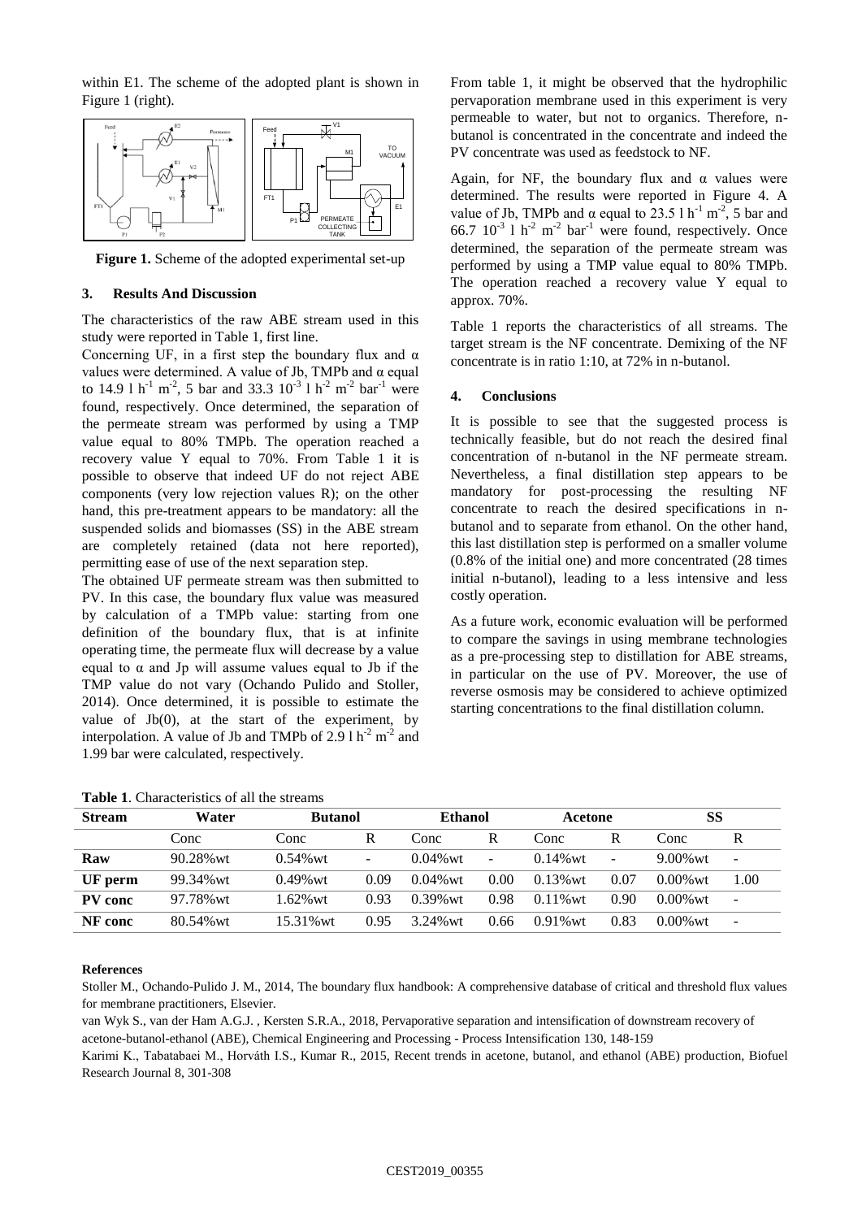within E1. The scheme of the adopted plant is shown in Figure 1 (right).

Feed
E2
Permeate
E1
V2
V1
FT1
M1
P1
P2

Feed
V1
M1
TO VACUUM
FT1
E1
P1
PERMEATE COLLECTING TANK

**Figure 1.** Scheme of the adopted experimental set-up

## 3. Results And Discussion

The characteristics of the raw ABE stream used in this study were reported in Table 1, first line.

Concerning UF, in a first step the boundary flux and $\alpha$ values were determined. A value of Jb, TMPb and $\alpha$ equal to 14.9 l $h^{-1}$ $m^{-2}$, 5 bar and 33.3 $10^{-3}$ l $h^{-2}$ $m^{-2}$ $bar^{-1}$ were found, respectively. Once determined, the separation of the permeate stream was performed by using a TMP value equal to 80% TMPb. The operation reached a recovery value Y equal to 70%. From Table 1 it is possible to observe that indeed UF do not reject ABE components (very low rejection values R); on the other hand, this pre-treatment appears to be mandatory: all the suspended solids and biomasses (SS) in the ABE stream are completely retained (data not here reported), permitting ease of use of the next separation step.

The obtained UF permeate stream was then submitted to PV. In this case, the boundary flux value was measured by calculation of a TMPb value: starting from one definition of the boundary flux, that is at infinite operating time, the permeate flux will decrease by a value equal to $\alpha$ and Jp will assume values equal to Jb if the TMP value do not vary (Ochando Pulido and Stoller, 2014). Once determined, it is possible to estimate the value of Jb(0), at the start of the experiment, by interpolation. A value of Jb and TMPb of 2.9 l $h^{-2}$ $m^{-2}$ and 1.99 bar were calculated, respectively.

From table 1, it might be observed that the hydrophilic pervaporation membrane used in this experiment is very permeable to water, but not to organics. Therefore, n-butanol is concentrated in the concentrate and indeed the PV concentrate was used as feedstock to NF.

Again, for NF, the boundary flux and $\alpha$ values were determined. The results were reported in Figure 4. A value of Jb, TMPb and $\alpha$ equal to 23.5 l $h^{-1}$ $m^{-2}$, 5 bar and 66.7 $10^{-3}$ l $h^{-2}$ $m^{-2}$ $bar^{-1}$ were found, respectively. Once determined, the separation of the permeate stream was performed by using a TMP value equal to 80% TMPb. The operation reached a recovery value Y equal to approx. 70%.

Table 1 reports the characteristics of all streams. The target stream is the NF concentrate. Demixing of the NF concentrate is in ratio 1:10, at 72% in n-butanol.

## 4. Conclusions

It is possible to see that the suggested process is technically feasible, but do not reach the desired final concentration of n-butanol in the NF permeate stream. Nevertheless, a final distillation step appears to be mandatory for post-processing the resulting NF concentrate to reach the desired specifications in n-butanol and to separate from ethanol. On the other hand, this last distillation step is performed on a smaller volume (0.8% of the initial one) and more concentrated (28 times initial n-butanol), leading to a less intensive and less costly operation.

As a future work, economic evaluation will be performed to compare the savings in using membrane technologies as a pre-processing step to distillation for ABE streams, in particular on the use of PV. Moreover, the use of reverse osmosis may be considered to achieve optimized starting concentrations to the final distillation column.

**Table 1**. Characteristics of all the streams

| Stream | Water | Butanol | | Ethanol | | Acetone | | SS | |
|---|---|---|---|---|---|---|---|---|---|
| | Conc | Conc | R | Conc | R | Conc | R | Conc | R |
| **Raw** | 90.28%wt | 0.54%wt | - | 0.04%wt | - | 0.14%wt | - | 9.00%wt | - |
| **UF perm** | 99.34%wt | 0.49%wt | 0.09 | 0.04%wt | 0.00 | 0.13%wt | 0.07 | 0.00%wt | 1.00 |
| **PV conc** | 97.78%wt | 1.62%wt | 0.93 | 0.39%wt | 0.98 | 0.11%wt | 0.90 | 0.00%wt | - |
| **NF conc** | 80.54%wt | 15.31%wt | 0.95 | 3.24%wt | 0.66 | 0.91%wt | 0.83 | 0.00%wt | - |

**References**

Stoller M., Ochando-Pulido J. M., 2014, The boundary flux handbook: A comprehensive database of critical and threshold flux values for membrane practitioners, Elsevier.

van Wyk S., van der Ham A.G.J. , Kersten S.R.A., 2018, Pervaporative separation and intensification of downstream recovery of acetone-butanol-ethanol (ABE), Chemical Engineering and Processing - Process Intensification 130, 148-159

Karimi K., Tabatabaei M., Horváth I.S., Kumar R., 2015, Recent trends in acetone, butanol, and ethanol (ABE) production, Biofuel Research Journal 8, 301-308